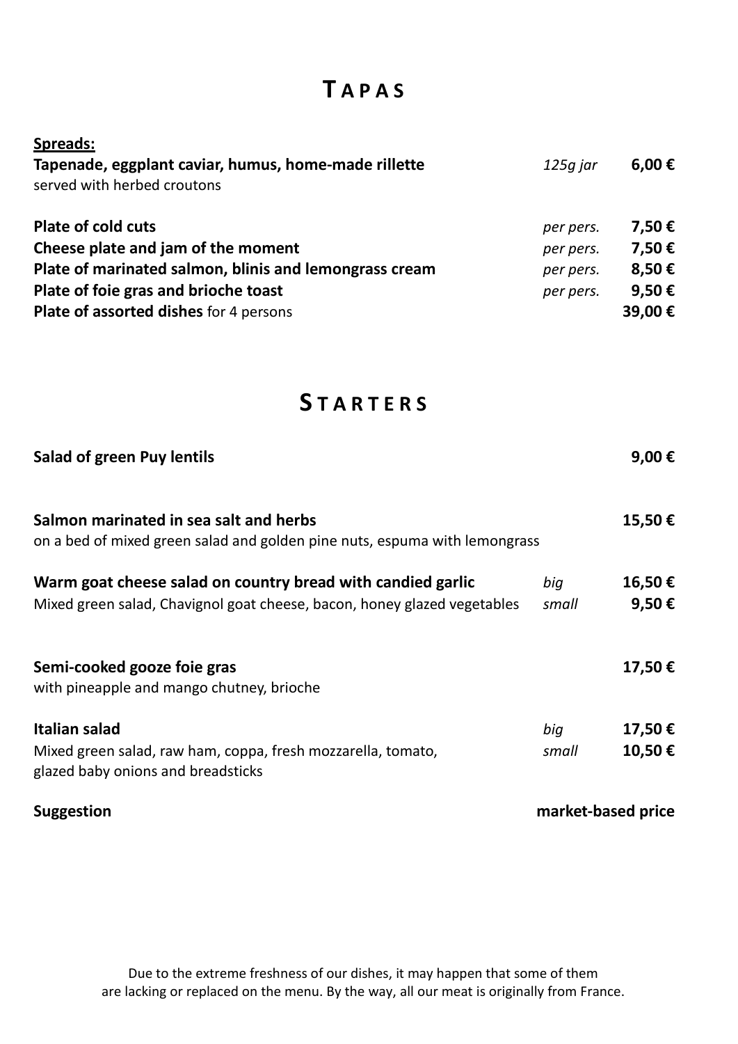# TAPAS

**Spreads:**

| | | |
|---|---|---|
| **Tapenade, eggplant caviar, humus, home-made rillette** served with herbed croutons | *125g jar* | **6,00 €** |
| **Plate of cold cuts** | *per pers.* | **7,50 €** |
| **Cheese plate and jam of the moment** | *per pers.* | **7,50 €** |
| **Plate of marinated salmon, blinis and lemongrass cream** | *per pers.* | **8,50 €** |
| **Plate of foie gras and brioche toast** | *per pers.* | **9,50 €** |
| **Plate of assorted dishes** for 4 persons | | **39,00 €** |

# STARTERS

| | | |
|---|---|---|
| **Salad of green Puy lentils** | | **9,00 €** |
| **Salmon marinated in sea salt and herbs** on a bed of mixed green salad and golden pine nuts, espuma with lemongrass | | **15,50 €** |
| **Warm goat cheese salad on country bread with candied garlic** | *big* | **16,50 €** |
| Mixed green salad, Chavignol goat cheese, bacon, honey glazed vegetables | *small* | **9,50 €** |
| **Semi-cooked gooze foie gras** with pineapple and mango chutney, brioche | | **17,50 €** |
| **Italian salad** | *big* | **17,50 €** |
| Mixed green salad, raw ham, coppa, fresh mozzarella, tomato, glazed baby onions and breadsticks | *small* | **10,50 €** |
| **Suggestion** | | **market-based price** |

Due to the extreme freshness of our dishes, it may happen that some of them are lacking or replaced on the menu. By the way, all our meat is originally from France.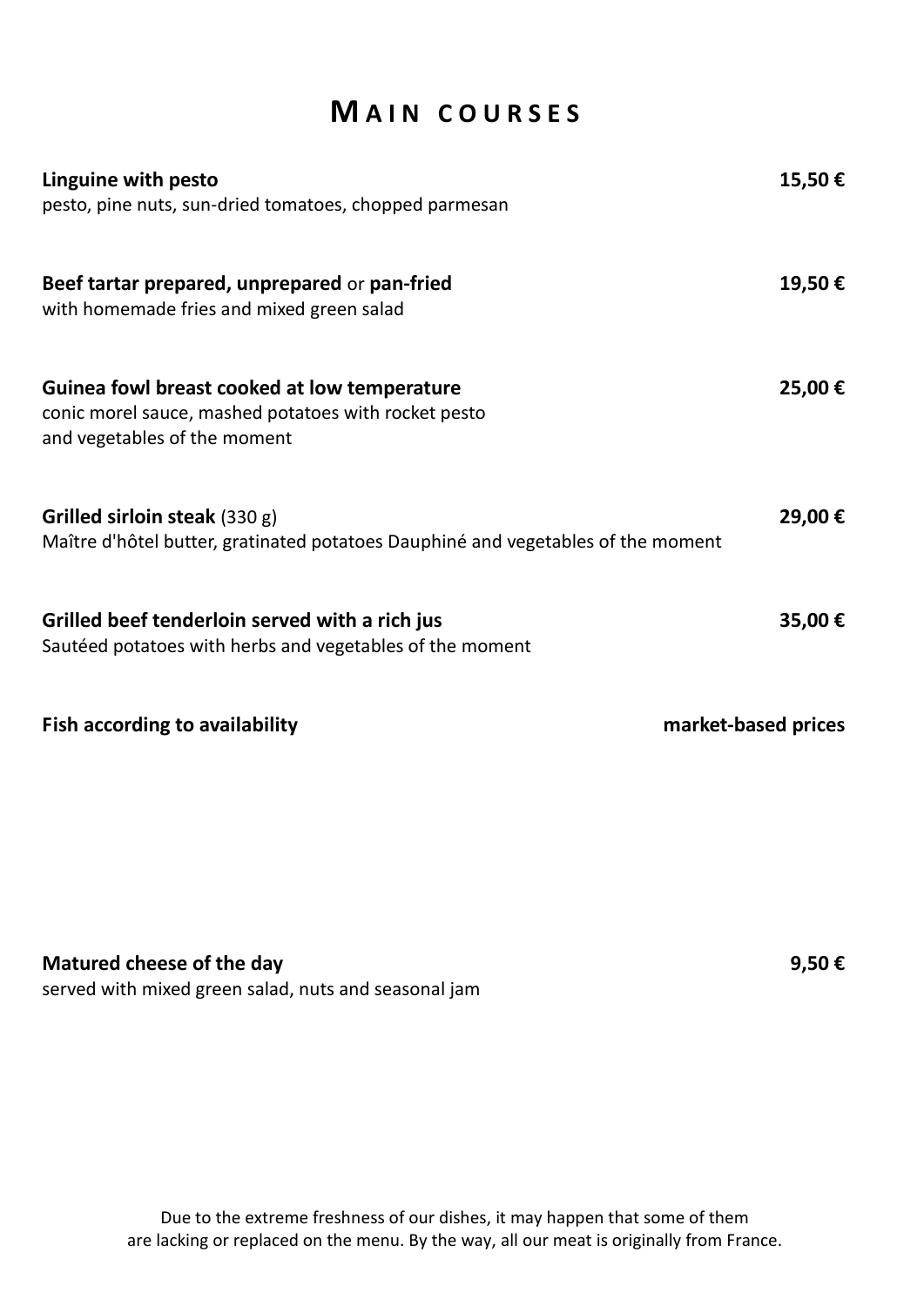# Main courses

**Linguine with pesto** **15,50 €**
pesto, pine nuts, sun-dried tomatoes, chopped parmesan

**Beef tartar prepared, unprepared** or **pan-fried** **19,50 €**
with homemade fries and mixed green salad

**Guinea fowl breast cooked at low temperature** **25,00 €**
conic morel sauce, mashed potatoes with rocket pesto
and vegetables of the moment

**Grilled sirloin steak** (330 g) **29,00 €**
Maître d'hôtel butter, gratinated potatoes Dauphiné and vegetables of the moment

**Grilled beef tenderloin served with a rich jus** **35,00 €**
Sautéed potatoes with herbs and vegetables of the moment

**Fish according to availability** **market-based prices**

**Matured cheese of the day** **9,50 €**
served with mixed green salad, nuts and seasonal jam

Due to the extreme freshness of our dishes, it may happen that some of them
are lacking or replaced on the menu. By the way, all our meat is originally from France.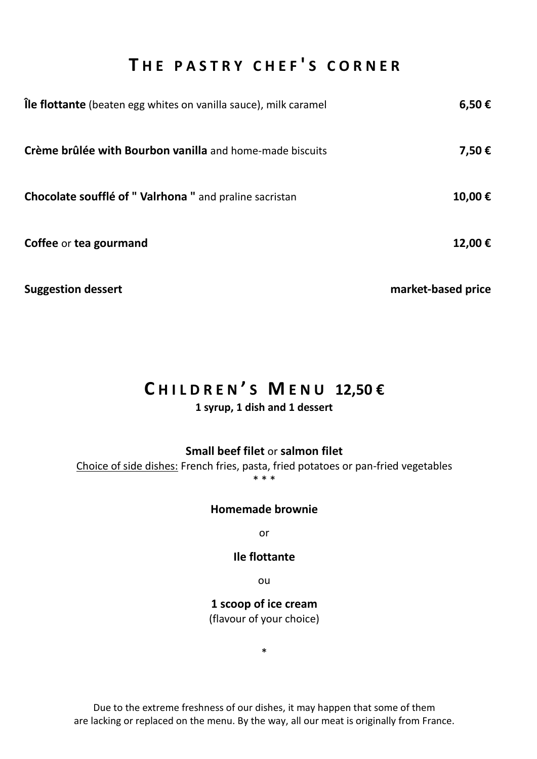# THE PASTRY CHEF'S CORNER

| | |
|---|---|
| **Île flottante** (beaten egg whites on vanilla sauce), milk caramel | **6,50 €** |
| **Crème brûlée with Bourbon vanilla** and home-made biscuits | **7,50 €** |
| **Chocolate soufflé of " Valrhona "** and praline sacristan | **10,00 €** |
| **Coffee** or **tea gourmand** | **12,00 €** |
| **Suggestion dessert** | **market-based price** |

# CHILDREN'S MENU 12,50 €

**1 syrup, 1 dish and 1 dessert**

**Small beef filet** or **salmon filet**

Choice of side dishes: French fries, pasta, fried potatoes or pan-fried vegetables

* * *

**Homemade brownie**

or

**Ile flottante**

ou

**1 scoop of ice cream**

(flavour of your choice)

*

Due to the extreme freshness of our dishes, it may happen that some of them are lacking or replaced on the menu. By the way, all our meat is originally from France.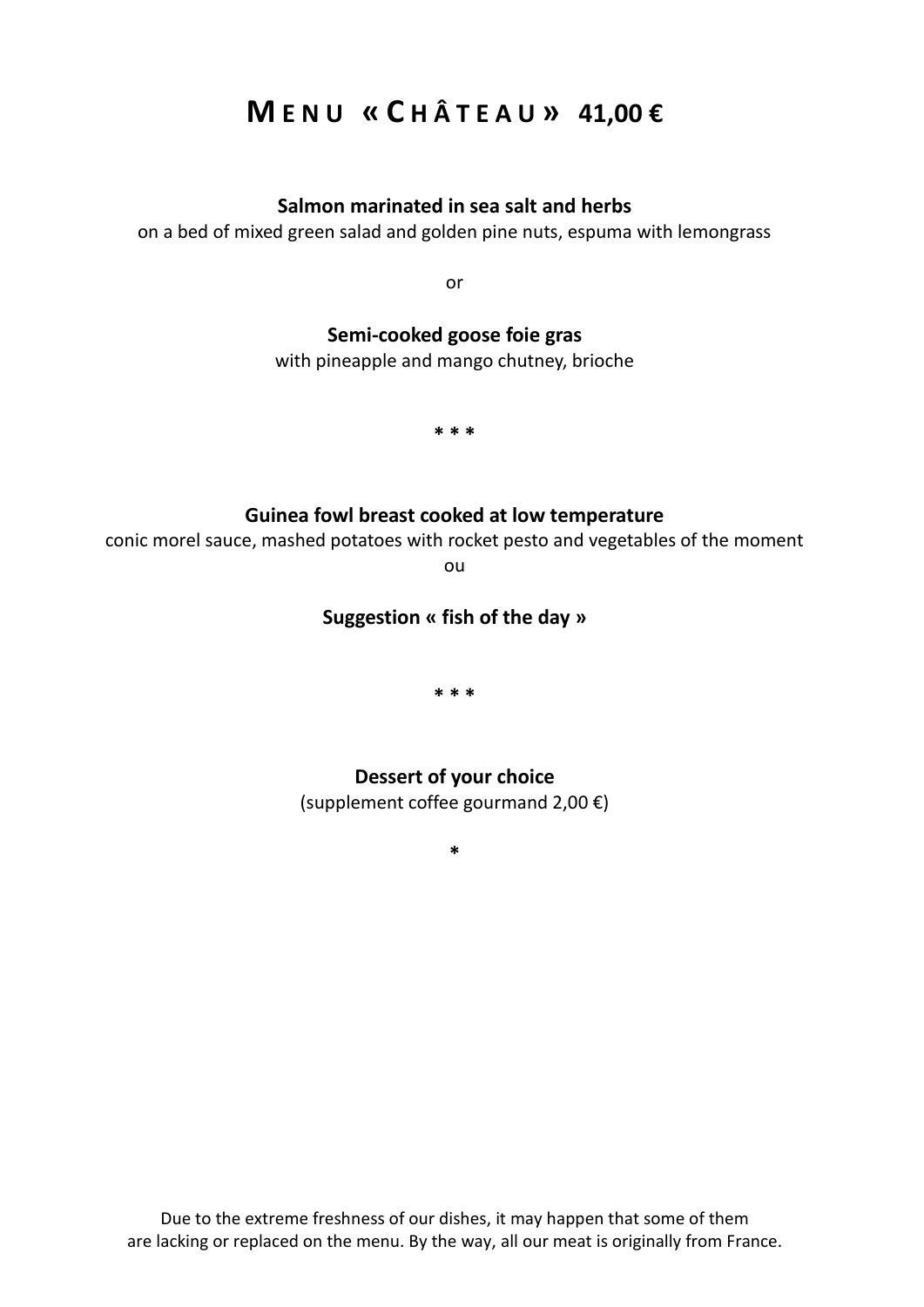# MENU « CHÂTEAU » 41,00 €

**Salmon marinated in sea salt and herbs**
on a bed of mixed green salad and golden pine nuts, espuma with lemongrass

or

**Semi-cooked goose foie gras**
with pineapple and mango chutney, brioche

* * *

**Guinea fowl breast cooked at low temperature**
conic morel sauce, mashed potatoes with rocket pesto and vegetables of the moment

ou

**Suggestion « fish of the day »**

* * *

**Dessert of your choice**
(supplement coffee gourmand 2,00 €)

*

Due to the extreme freshness of our dishes, it may happen that some of them are lacking or replaced on the menu. By the way, all our meat is originally from France.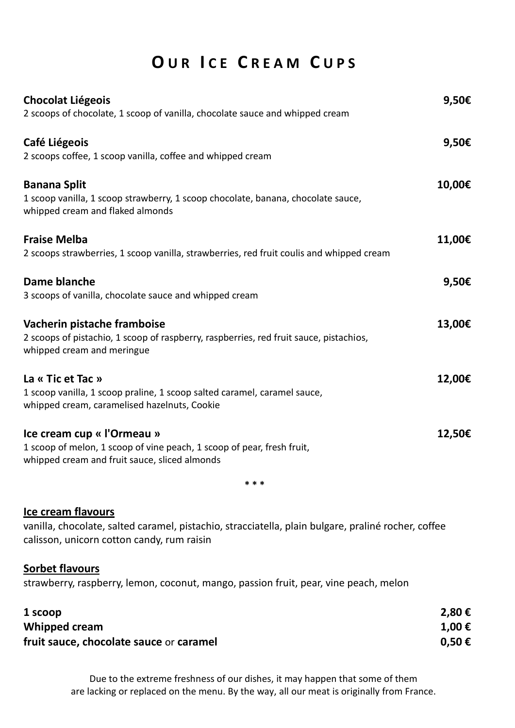# Our Ice Cream Cups

**Chocolat Liégeois** **9,50€**
2 scoops of chocolate, 1 scoop of vanilla, chocolate sauce and whipped cream

**Café Liégeois** **9,50€**
2 scoops coffee, 1 scoop vanilla, coffee and whipped cream

**Banana Split** **10,00€**
1 scoop vanilla, 1 scoop strawberry, 1 scoop chocolate, banana, chocolate sauce, whipped cream and flaked almonds

**Fraise Melba** **11,00€**
2 scoops strawberries, 1 scoop vanilla, strawberries, red fruit coulis and whipped cream

**Dame blanche** **9,50€**
3 scoops of vanilla, chocolate sauce and whipped cream

**Vacherin pistache framboise** **13,00€**
2 scoops of pistachio, 1 scoop of raspberry, raspberries, red fruit sauce, pistachios, whipped cream and meringue

**La « Tic et Tac »** **12,00€**
1 scoop vanilla, 1 scoop praline, 1 scoop salted caramel, caramel sauce, whipped cream, caramelised hazelnuts, Cookie

**Ice cream cup « l'Ormeau »** **12,50€**
1 scoop of melon, 1 scoop of vine peach, 1 scoop of pear, fresh fruit, whipped cream and fruit sauce, sliced almonds

\* \* \*

**Ice cream flavours**

vanilla, chocolate, salted caramel, pistachio, stracciatella, plain bulgare, praliné rocher, coffee calisson, unicorn cotton candy, rum raisin

**Sorbet flavours**

strawberry, raspberry, lemon, coconut, mango, passion fruit, pear, vine peach, melon

| | |
|---|---|
| **1 scoop** | **2,80 €** |
| **Whipped cream** | **1,00 €** |
| **fruit sauce, chocolate sauce** or **caramel** | **0,50 €** |

Due to the extreme freshness of our dishes, it may happen that some of them are lacking or replaced on the menu. By the way, all our meat is originally from France.